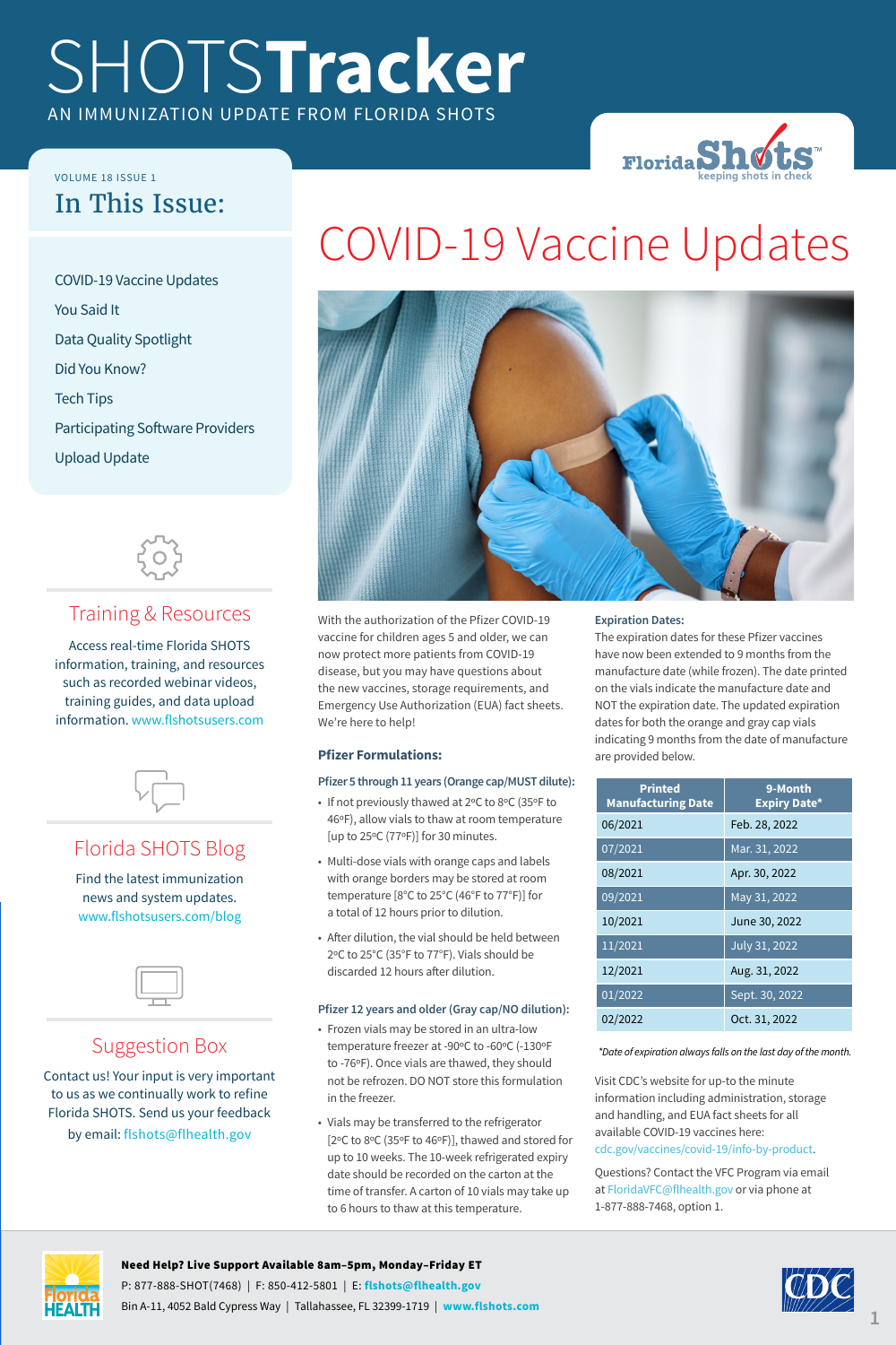# SHOTSTracker

AN IMMUNIZATION UPDATE FROM FLORIDA SHOTS

VOLUME 18 ISSUE 1

## In This Issue:

- COVID-19 Vaccine Updates
- You Said It
- Data Quality Spotlight
- Did You Know?
- Tech Tips
- Participating Software Providers
- Upload Update

### Training & Resources

Access real-time Florida SHOTS information, training, and resources such as recorded webinar videos, training guides, and data upload information. www.flshotsusers.com

### Florida SHOTS Blog

Find the latest immunization news and system updates. www.flshotsusers.com/blog

### Suggestion Box

Contact us! Your input is very important to us as we continually work to refine Florida SHOTS. Send us your feedback by email: flshots@flhealth.gov

# COVID-19 Vaccine Updates

With the authorization of the Pfizer COVID-19 vaccine for children ages 5 and older, we can now protect more patients from COVID-19 disease, but you may have questions about the new vaccines, storage requirements, and the new Emergency Use Authorization (EUA) fact sheets. We're here to help!

### Pfizer Formulations:

**Pfizer 5 through 11 years (Orange cap/MUST dilute):**

- If not previously thawed at 2ºC to 8ºC (35ºF to 46ºF), allow vials to thaw at room temperature [up to 25ºC (77ºF)] for 30 minutes.
- Multi-dose vials with orange caps and labels with orange borders may be stored at room temperature [8°C to 25°C (46°F to 77°F)] for a total of 12 hours prior to dilution.
- After dilution, the vial should be held between 2ºC to 25°C (35°F to 77°F). Vials should be discarded 12 hours after dilution.

**Pfizer 12 years and older (Gray cap/NO dilution):**

- Frozen vials may be stored in an ultra-low temperature freezer at -90ºC to -60ºC (-130ºF to -76ºF). Once vials are thawed, they should not be refrozen. DO NOT store this formulation in the freezer.
- Vials may be transferred to the refrigerator [2ºC to 8ºC (35ºF to 46ºF)], thawed and stored for up to 10 weeks. The 10-week refrigerated expiry date should be recorded on the carton at the time of transfer. A carton of 10 vials may take up to 6 hours to thaw at this temperature.

**Expiration Dates:**

The expiration dates for these Pfizer vaccines have now been extended to 9 months from the manufacture date (while frozen). The date printed on the vials indicate the manufacture date and NOT the expiration date. The updated expiration dates for both the orange and gray cap vials indicating 9 months from the date of manufacture are provided below.

| Printed Manufacturing Date | 9-Month Expiry Date* |
|---|---|
| 06/2021 | Feb. 28, 2022 |
| 07/2021 | Mar. 31, 2022 |
| 08/2021 | Apr. 30, 2022 |
| 09/2021 | May 31, 2022 |
| 10/2021 | June 30, 2022 |
| 11/2021 | July 31, 2022 |
| 12/2021 | Aug. 31, 2022 |
| 01/2022 | Sept. 30, 2022 |
| 02/2022 | Oct. 31, 2022 |

*\*Date of expiration always falls on the last day of the month.*

Visit CDC's website for up-to the minute information including administration, storage and handling, and EUA fact sheets for all available COVID-19 vaccines here: cdc.gov/vaccines/covid-19/info-by-product.

Questions? Contact the VFC Program via email at FloridaVFC@flhealth.gov or via phone at 1-877-888-7468, option 1.

**Need Help? Live Support Available 8am–5pm, Monday–Friday ET**

P: 877-888-SHOT(7468) | F: 850-412-5801 | E: **flshots@flhealth.gov**

Bin A-11, 4052 Bald Cypress Way | Tallahassee, FL 32399-1719 | **www.flshots.com**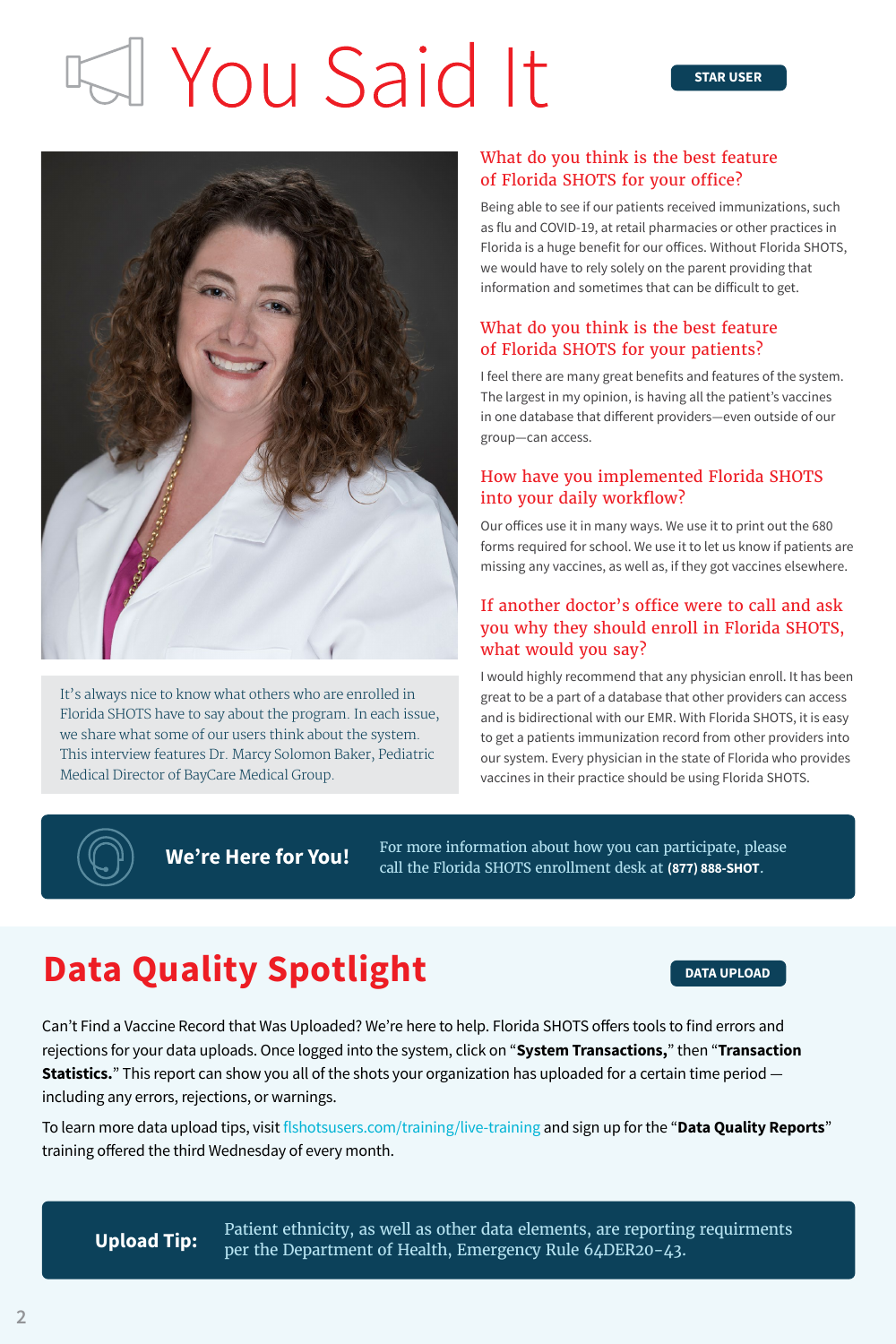# You Said It

**STAR USER**

It's always nice to know what others who are enrolled in Florida SHOTS have to say about the program. In each issue, we share what some of our users think about the system. This interview features Dr. Marcy Solomon Baker, Pediatric Medical Director of BayCare Medical Group.

### What do you think is the best feature of Florida SHOTS for your office?

Being able to see if our patients received immunizations, such as flu and COVID-19, at retail pharmacies or other practices in Florida is a huge benefit for our offices. Without Florida SHOTS, we would have to rely solely on the parent providing that information and sometimes that can be difficult to get.

### What do you think is the best feature of Florida SHOTS for your patients?

I feel there are many great benefits and features of the system. The largest in my opinion, is having all the patient's vaccines in one database that different providers—even outside of our group—can access.

### How have you implemented Florida SHOTS into your daily workflow?

Our offices use it in many ways. We use it to print out the 680 forms required for school. We use it to let us know if patients are missing any vaccines, as well as, if they got vaccines elsewhere.

### If another doctor's office were to call and ask you why they should enroll in Florida SHOTS, what would you say?

I would highly recommend that any physician enroll. It has been great to be a part of a database that other providers can access and is bidirectional with our EMR. With Florida SHOTS, it is easy to get a patients immunization record from other providers into our system. Every physician in the state of Florida who provides vaccines in their practice should be using Florida SHOTS.

**We're Here for You!** For more information about how you can participate, please call the Florida SHOTS enrollment desk at **(877) 888-SHOT**.

# Data Quality Spotlight

**DATA UPLOAD**

Can't Find a Vaccine Record that Was Uploaded? We're here to help. Florida SHOTS offers tools to find errors and rejections for your data uploads. Once logged into the system, click on "**System Transactions,**" then "**Transaction Statistics.**" This report can show you all of the shots your organization has uploaded for a certain time period — including any errors, rejections, or warnings.

To learn more data upload tips, visit flshotsusers.com/training/live-training and sign up for the "**Data Quality Reports**" training offered the third Wednesday of every month.

**Upload Tip:** Patient ethnicity, as well as other data elements, are reporting requirments per the Department of Health, Emergency Rule 64DER20-43.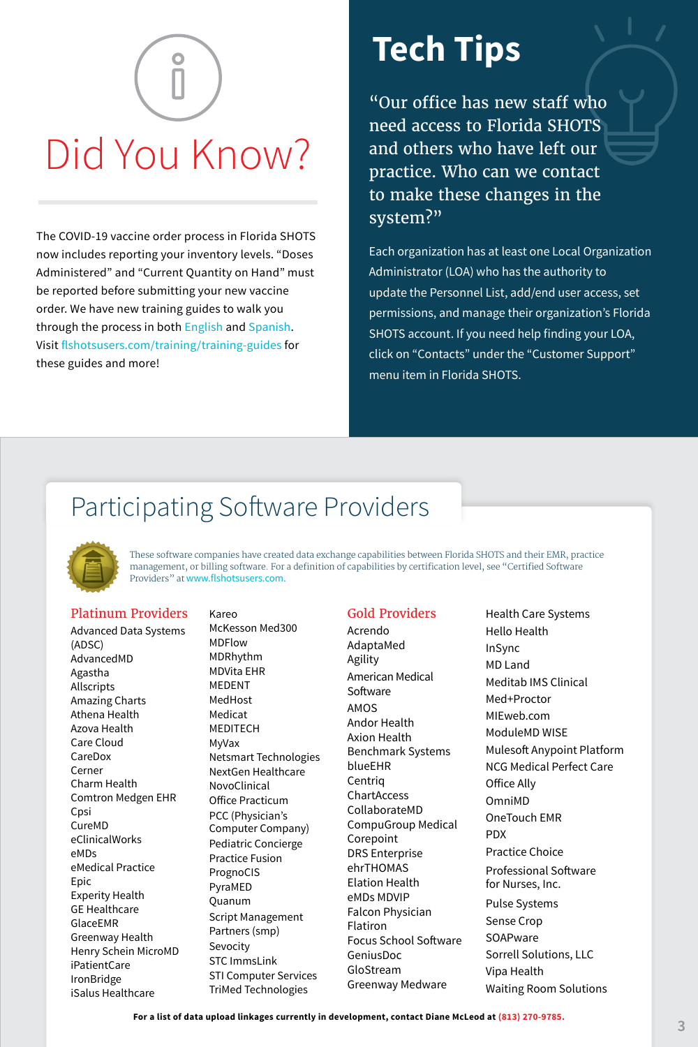# Did You Know?

The COVID-19 vaccine order process in Florida SHOTS now includes reporting your inventory levels. "Doses Administered" and "Current Quantity on Hand" must be reported before submitting your new vaccine order. We have new training guides to walk you through the process in both English and Spanish. Visit flshotsusers.com/training/training-guides for these guides and more!

# Tech Tips

"Our office has new staff who need access to Florida SHOTS and others who have left our practice. Who can we contact to make these changes in the system?"

Each organization has at least one Local Organization Administrator (LOA) who has the authority to update the Personnel List, add/end user access, set permissions, and manage their organization's Florida SHOTS account. If you need help finding your LOA, click on "Contacts" under the "Customer Support" menu item in Florida SHOTS.

# Participating Software Providers

These software companies have created data exchange capabilities between Florida SHOTS and their EMR, practice management, or billing software. For a definition of capabilities by certification level, see "Certified Software Providers" at www.flshotsusers.com.

## Platinum Providers

- Advanced Data Systems (ADSC)
- AdvancedMD
- Agastha
- Allscripts
- Amazing Charts
- Athena Health
- Azova Health
- Care Cloud
- CareDox
- Cerner
- Charm Health
- Comtron Medgen EHR
- Cpsi
- CureMD
- eClinicalWorks
- eMDs
- eMedical Practice
- Epic
- Experity Health
- GE Healthcare
- GlaceEMR
- Greenway Health
- Henry Schein MicroMD
- iPatientCare
- IronBridge
- iSalus Healthcare
- Kareo
- McKesson Med300
- MDFlow
- MDRhythm
- MDVita EHR
- MEDENT
- MedHost
- Medicat
- MEDITECH
- MyVax
- Netsmart Technologies
- NextGen Healthcare
- NovoClinical
- Office Practicum
- PCC (Physician's Computer Company)
- Pediatric Concierge
- Practice Fusion
- PrognoCIS
- PyraMED
- Quanum
- Script Management Partners (smp)
- Sevocity
- STC ImmsLink
- STI Computer Services
- TriMed Technologies

## Gold Providers

- Acrendo
- AdaptaMed
- Agility
- American Medical Software
- AMOS
- Andor Health
- Axion Health
- Benchmark Systems
- blueEHR
- Centriq
- ChartAccess
- CollaborateMD
- CompuGroup Medical
- Corepoint
- DRS Enterprise
- ehrTHOMAS
- Elation Health
- eMDs MDVIP
- Falcon Physician
- Flatiron
- Focus School Software
- GeniusDoc
- GloStream
- Greenway Medware
- Health Care Systems
- Hello Health
- InSync
- MD Land
- Meditab IMS Clinical
- Med+Proctor
- MIEweb.com
- ModuleMD WISE
- Mulesoft Anypoint Platform
- NCG Medical Perfect Care
- Office Ally
- OmniMD
- OneTouch EMR
- PDX
- Practice Choice
- Professional Software for Nurses, Inc.
- Pulse Systems
- Sense Crop
- SOAPware
- Sorrell Solutions, LLC
- Vipa Health
- Waiting Room Solutions

**For a list of data upload linkages currently in development, contact Diane McLeod at (813) 270-9785.**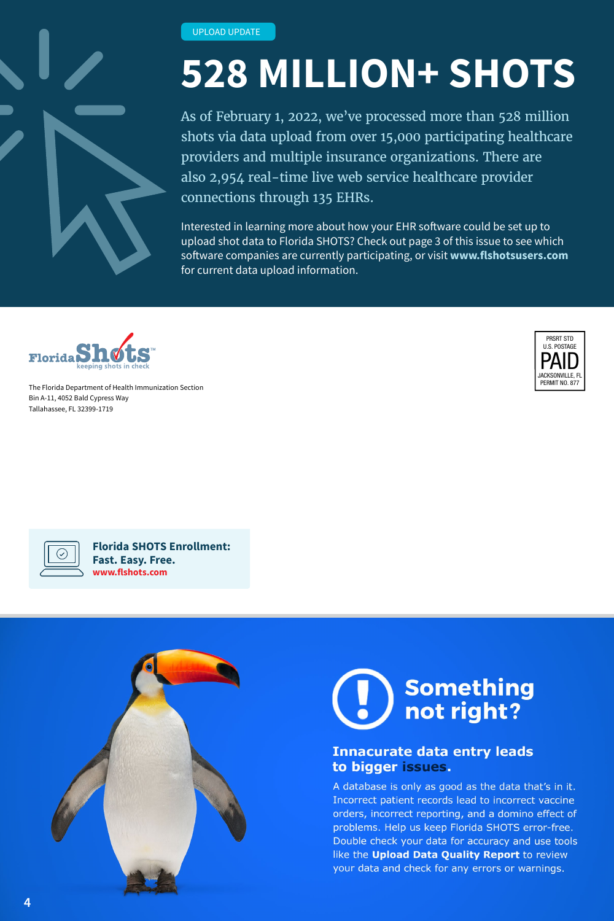UPLOAD UPDATE

# 528 MILLION+ SHOTS

As of February 1, 2022, we've processed more than 528 million shots via data upload from over 15,000 participating healthcare providers and multiple insurance organizations. There are also 2,954 real-time live web service healthcare provider connections through 135 EHRs.

Interested in learning more about how your EHR software could be set up to upload shot data to Florida SHOTS? Check out page 3 of this issue to see which software companies are currently participating, or visit **www.flshotsusers.com** for current data upload information.

Florida Shots™ keeping shots in check

The Florida Department of Health Immunization Section
Bin A-11, 4052 Bald Cypress Way
Tallahassee, FL 32399-1719

PRSRT STD
U.S. POSTAGE
PAID
JACKSONVILLE, FL
PERMIT NO. 877

**Florida SHOTS Enrollment: Fast. Easy. Free.**
**www.flshots.com**

## Something not right?

### Innacurate data entry leads to bigger issues.

A database is only as good as the data that's in it. Incorrect patient records lead to incorrect vaccine orders, incorrect reporting, and a domino effect of problems. Help us keep Florida SHOTS error-free. Double check your data for accuracy and use tools like the **Upload Data Quality Report** to review your data and check for any errors or warnings.